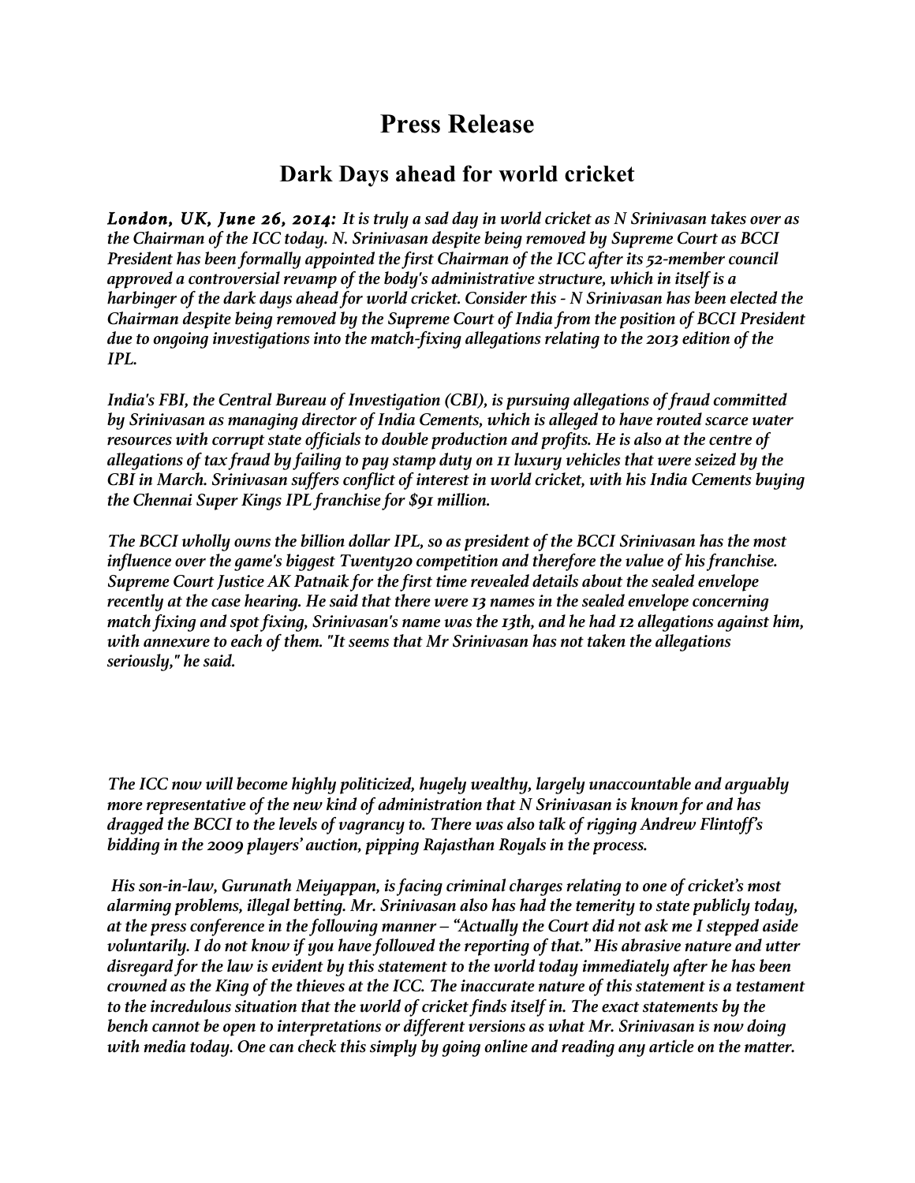# Press Release

## Dark Days ahead for world cricket

***London, UK, June 26, 2014:** It is truly a sad day in world cricket as N Srinivasan takes over as the Chairman of the ICC today. N. Srinivasan despite being removed by Supreme Court as BCCI President has been formally appointed the first Chairman of the ICC after its 52-member council approved a controversial revamp of the body's administrative structure, which in itself is a harbinger of the dark days ahead for world cricket. Consider this - N Srinivasan has been elected the Chairman despite being removed by the Supreme Court of India from the position of BCCI President due to ongoing investigations into the match-fixing allegations relating to the 2013 edition of the IPL.*

*India's FBI, the Central Bureau of Investigation (CBI), is pursuing allegations of fraud committed by Srinivasan as managing director of India Cements, which is alleged to have routed scarce water resources with corrupt state officials to double production and profits. He is also at the centre of allegations of tax fraud by failing to pay stamp duty on 11 luxury vehicles that were seized by the CBI in March. Srinivasan suffers conflict of interest in world cricket, with his India Cements buying the Chennai Super Kings IPL franchise for $91 million.*

*The BCCI wholly owns the billion dollar IPL, so as president of the BCCI Srinivasan has the most influence over the game's biggest Twenty20 competition and therefore the value of his franchise. Supreme Court Justice AK Patnaik for the first time revealed details about the sealed envelope recently at the case hearing. He said that there were 13 names in the sealed envelope concerning match fixing and spot fixing, Srinivasan's name was the 13th, and he had 12 allegations against him, with annexure to each of them. "It seems that Mr Srinivasan has not taken the allegations seriously," he said.*

*The ICC now will become highly politicized, hugely wealthy, largely unaccountable and arguably more representative of the new kind of administration that N Srinivasan is known for and has dragged the BCCI to the levels of vagrancy to. There was also talk of rigging Andrew Flintoff's bidding in the 2009 players' auction, pipping Rajasthan Royals in the process.*

*His son-in-law, Gurunath Meiyappan, is facing criminal charges relating to one of cricket's most alarming problems, illegal betting. Mr. Srinivasan also has had the temerity to state publicly today, at the press conference in the following manner – "Actually the Court did not ask me I stepped aside voluntarily. I do not know if you have followed the reporting of that." His abrasive nature and utter disregard for the law is evident by this statement to the world today immediately after he has been crowned as the King of the thieves at the ICC. The inaccurate nature of this statement is a testament to the incredulous situation that the world of cricket finds itself in. The exact statements by the bench cannot be open to interpretations or different versions as what Mr. Srinivasan is now doing with media today. One can check this simply by going online and reading any article on the matter.*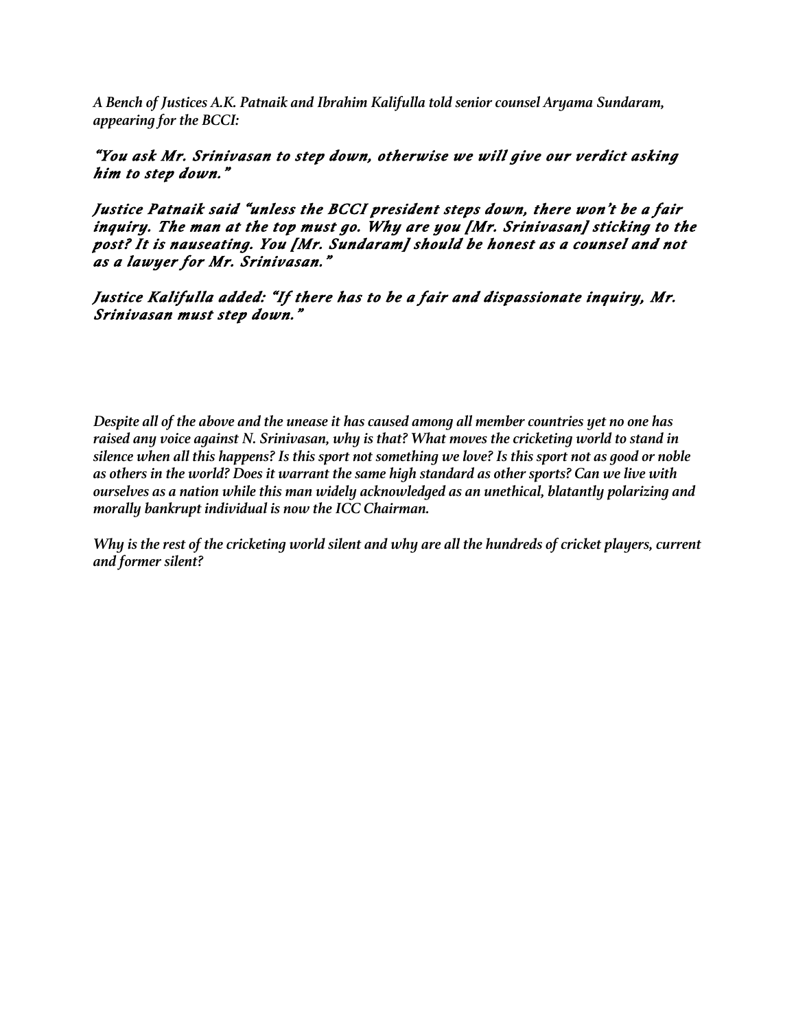*A Bench of Justices A.K. Patnaik and Ibrahim Kalifulla told senior counsel Aryama Sundaram, appearing for the BCCI:*

***"You ask Mr. Srinivasan to step down, otherwise we will give our verdict asking him to step down."***

***Justice Patnaik said "unless the BCCI president steps down, there won't be a fair inquiry. The man at the top must go. Why are you [Mr. Srinivasan] sticking to the post? It is nauseating. You [Mr. Sundaram] should be honest as a counsel and not as a lawyer for Mr. Srinivasan."***

***Justice Kalifulla added: "If there has to be a fair and dispassionate inquiry, Mr. Srinivasan must step down."***

*Despite all of the above and the unease it has caused among all member countries yet no one has raised any voice against N. Srinivasan, why is that? What moves the cricketing world to stand in silence when all this happens? Is this sport not something we love? Is this sport not as good or noble as others in the world? Does it warrant the same high standard as other sports? Can we live with ourselves as a nation while this man widely acknowledged as an unethical, blatantly polarizing and morally bankrupt individual is now the ICC Chairman.*

*Why is the rest of the cricketing world silent and why are all the hundreds of cricket players, current and former silent?*